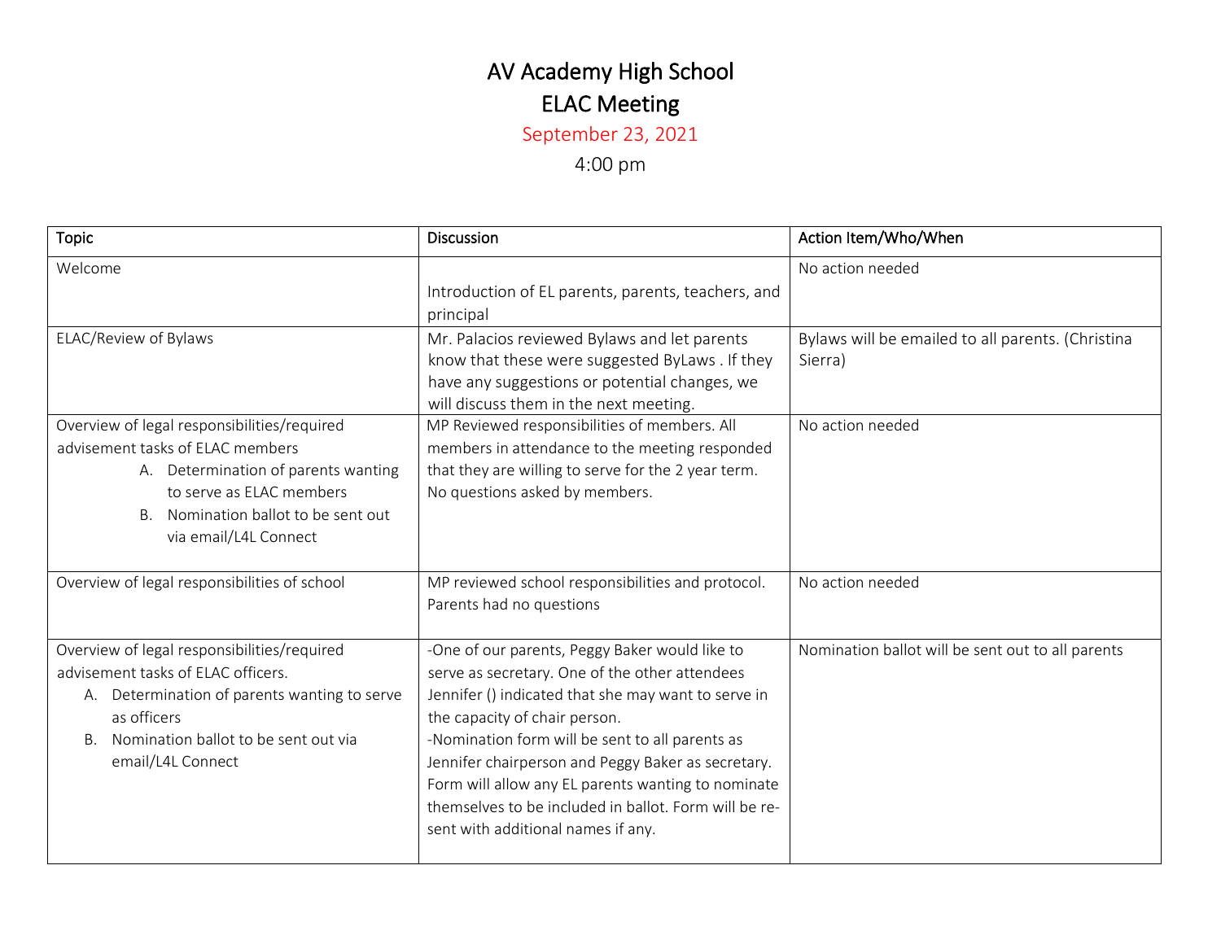# AV Academy High School

# ELAC Meeting

September 23, 2021

4:00 pm

| Topic | Discussion | Action Item/Who/When |
|---|---|---|
| Welcome | Introduction of EL parents, parents, teachers, and principal | No action needed |
| ELAC/Review of Bylaws | Mr. Palacios reviewed Bylaws and let parents know that these were suggested ByLaws . If they have any suggestions or potential changes, we will discuss them in the next meeting. | Bylaws will be emailed to all parents. (Christina Sierra) |
| Overview of legal responsibilities/required advisement tasks of ELAC members<br>A. Determination of parents wanting to serve as ELAC members<br>B. Nomination ballot to be sent out via email/L4L Connect | MP Reviewed responsibilities of members. All members in attendance to the meeting responded that they are willing to serve for the 2 year term. No questions asked by members. | No action needed |
| Overview of legal responsibilities of school | MP reviewed school responsibilities and protocol. Parents had no questions | No action needed |
| Overview of legal responsibilities/required advisement tasks of ELAC officers.<br>A. Determination of parents wanting to serve as officers<br>B. Nomination ballot to be sent out via email/L4L Connect | -One of our parents, Peggy Baker would like to serve as secretary. One of the other attendees Jennifer () indicated that she may want to serve in the capacity of chair person.<br>-Nomination form will be sent to all parents as Jennifer chairperson and Peggy Baker as secretary. Form will allow any EL parents wanting to nominate themselves to be included in ballot. Form will be re-sent with additional names if any. | Nomination ballot will be sent out to all parents |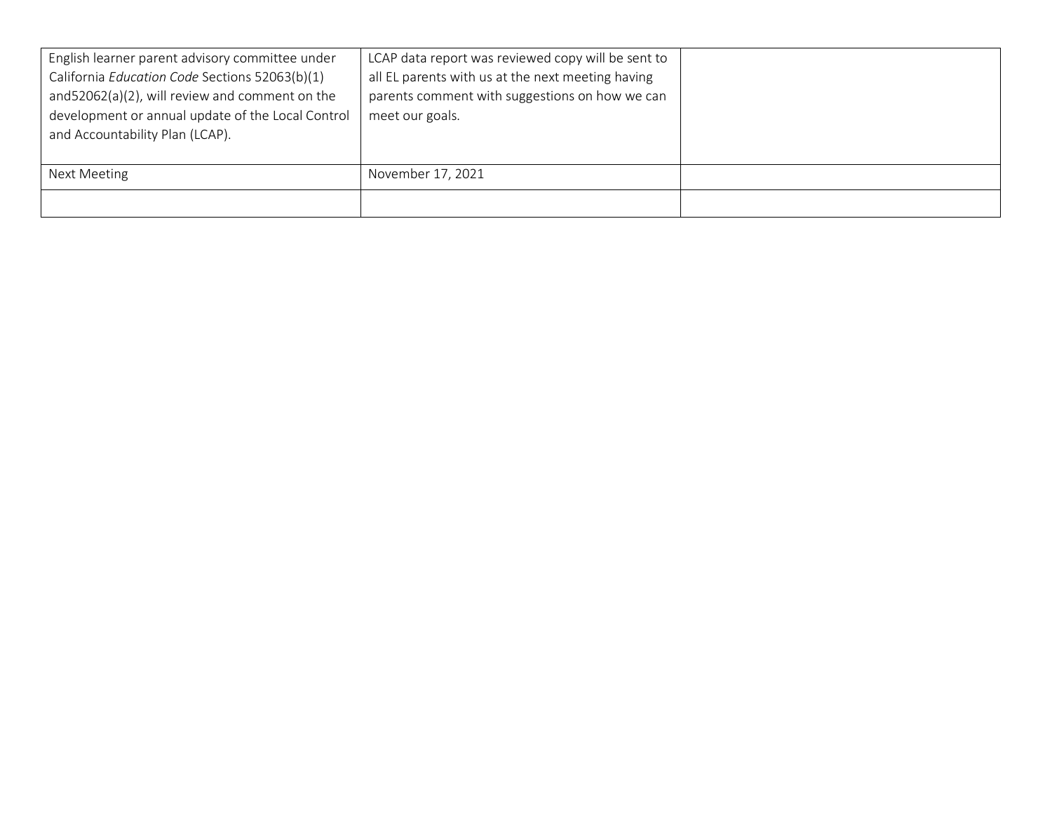| | | |
|---|---|---|
| English learner parent advisory committee under California *Education Code* Sections 52063(b)(1) and52062(a)(2), will review and comment on the development or annual update of the Local Control and Accountability Plan (LCAP). | LCAP data report was reviewed copy will be sent to all EL parents with us at the next meeting having parents comment with suggestions on how we can meet our goals. | |
| Next Meeting | November 17, 2021 | |
| | | |